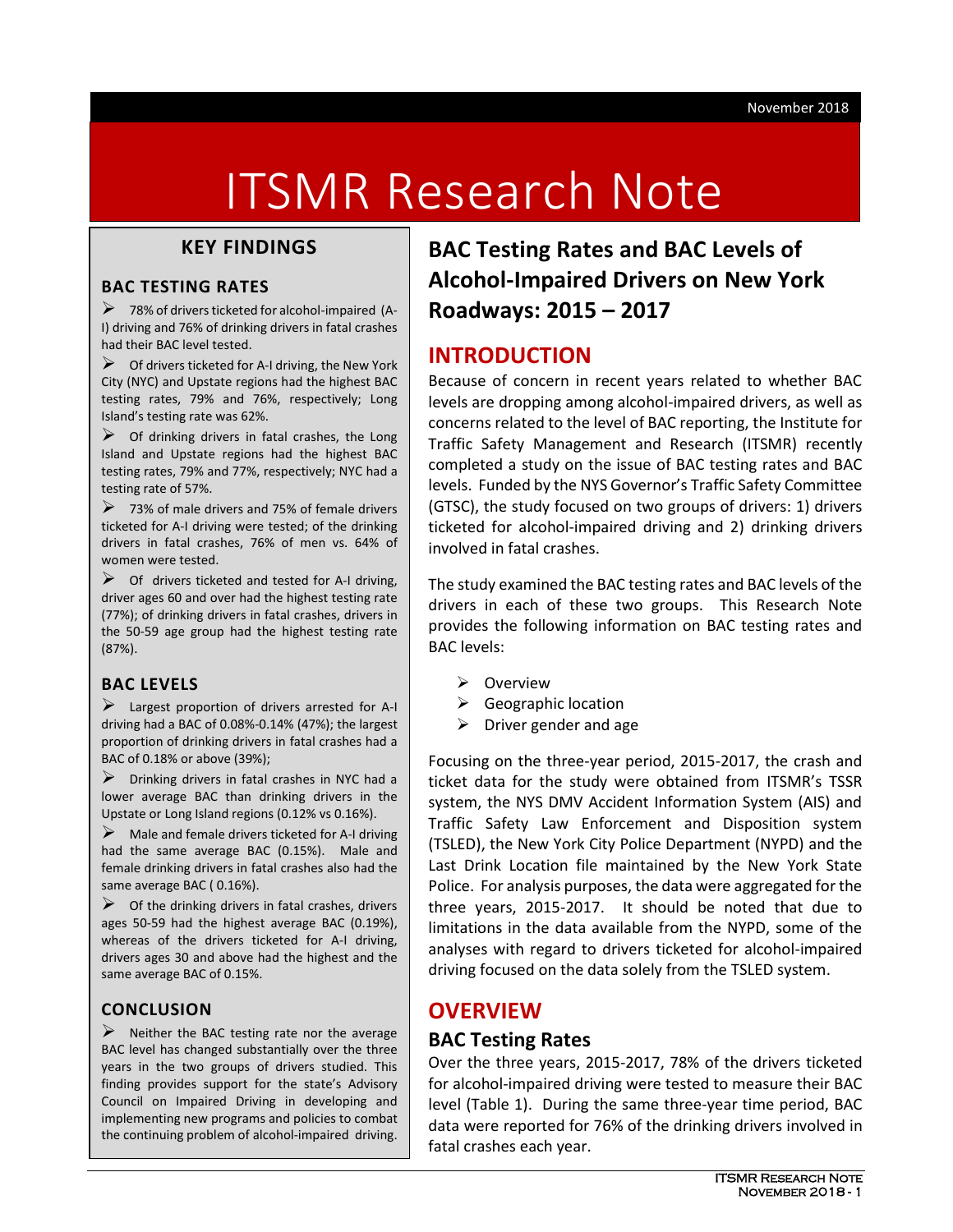November 2018

# ITSMR Research Note

## KEY FINDINGS

### BAC TESTING RATES

- 78% of drivers ticketed for alcohol-impaired (A-I) driving and 76% of drinking drivers in fatal crashes had their BAC level tested.
- Of drivers ticketed for A-I driving, the New York City (NYC) and Upstate regions had the highest BAC testing rates, 79% and 76%, respectively; Long Island's testing rate was 62%.
- Of drinking drivers in fatal crashes, the Long Island and Upstate regions had the highest BAC testing rates, 79% and 77%, respectively; NYC had a testing rate of 57%.
- 73% of male drivers and 75% of female drivers ticketed for A-I driving were tested; of the drinking drivers in fatal crashes, 76% of men vs. 64% of women were tested.
- Of drivers ticketed and tested for A-I driving, driver ages 60 and over had the highest testing rate (77%); of drinking drivers in fatal crashes, drivers in the 50-59 age group had the highest testing rate (87%).

### BAC LEVELS

- Largest proportion of drivers arrested for A-I driving had a BAC of 0.08%-0.14% (47%); the largest proportion of drinking drivers in fatal crashes had a BAC of 0.18% or above (39%);
- Drinking drivers in fatal crashes in NYC had a lower average BAC than drinking drivers in the Upstate or Long Island regions (0.12% vs 0.16%).
- Male and female drivers ticketed for A-I driving had the same average BAC (0.15%). Male and female drinking drivers in fatal crashes also had the same average BAC ( 0.16%).
- Of the drinking drivers in fatal crashes, drivers ages 50-59 had the highest average BAC (0.19%), whereas of the drivers ticketed for A-I driving, drivers ages 30 and above had the highest and the same average BAC of 0.15%.

### CONCLUSION

- Neither the BAC testing rate nor the average BAC level has changed substantially over the three years in the two groups of drivers studied. This finding provides support for the state's Advisory Council on Impaired Driving in developing and implementing new programs and policies to combat the continuing problem of alcohol-impaired driving.

# BAC Testing Rates and BAC Levels of Alcohol-Impaired Drivers on New York Roadways: 2015 – 2017

## INTRODUCTION

Because of concern in recent years related to whether BAC levels are dropping among alcohol-impaired drivers, as well as concerns related to the level of BAC reporting, the Institute for Traffic Safety Management and Research (ITSMR) recently completed a study on the issue of BAC testing rates and BAC levels. Funded by the NYS Governor's Traffic Safety Committee (GTSC), the study focused on two groups of drivers: 1) drivers ticketed for alcohol-impaired driving and 2) drinking drivers involved in fatal crashes.

The study examined the BAC testing rates and BAC levels of the drivers in each of these two groups. This Research Note provides the following information on BAC testing rates and BAC levels:

- Overview
- Geographic location
- Driver gender and age

Focusing on the three-year period, 2015-2017, the crash and ticket data for the study were obtained from ITSMR's TSSR system, the NYS DMV Accident Information System (AIS) and Traffic Safety Law Enforcement and Disposition system (TSLED), the New York City Police Department (NYPD) and the Last Drink Location file maintained by the New York State Police. For analysis purposes, the data were aggregated for the three years, 2015-2017. It should be noted that due to limitations in the data available from the NYPD, some of the analyses with regard to drivers ticketed for alcohol-impaired driving focused on the data solely from the TSLED system.

## OVERVIEW

### BAC Testing Rates

Over the three years, 2015-2017, 78% of the drivers ticketed for alcohol-impaired driving were tested to measure their BAC level (Table 1). During the same three-year time period, BAC data were reported for 76% of the drinking drivers involved in fatal crashes each year.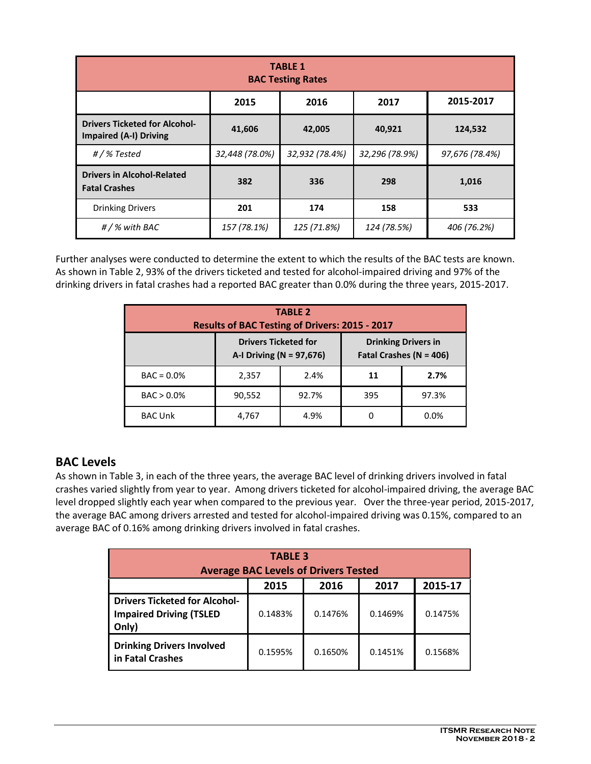| TABLE 1<br>BAC Testing Rates | | | | |
|---|---|---|---|---|
| | **2015** | **2016** | **2017** | **2015-2017** |
| **Drivers Ticketed for Alcohol-Impaired (A-I) Driving** | **41,606** | **42,005** | **40,921** | **124,532** |
| *# / % Tested* | *32,448 (78.0%)* | *32,932 (78.4%)* | *32,296 (78.9%)* | *97,676 (78.4%)* |
| **Drivers in Alcohol-Related Fatal Crashes** | **382** | **336** | **298** | **1,016** |
| Drinking Drivers | **201** | **174** | **158** | **533** |
| *# / % with BAC* | *157 (78.1%)* | *125 (71.8%)* | *124 (78.5%)* | *406 (76.2%)* |

Further analyses were conducted to determine the extent to which the results of the BAC tests are known. As shown in Table 2, 93% of the drivers ticketed and tested for alcohol-impaired driving and 97% of the drinking drivers in fatal crashes had a reported BAC greater than 0.0% during the three years, 2015-2017.

| TABLE 2<br>Results of BAC Testing of Drivers: 2015 - 2017 | | | | |
|---|---|---|---|---|
| | **Drivers Ticketed for A-I Driving (N = 97,676)** | | **Drinking Drivers in Fatal Crashes (N = 406)** | |
| BAC = 0.0% | 2,357 | 2.4% | **11** | **2.7%** |
| BAC > 0.0% | 90,552 | 92.7% | 395 | 97.3% |
| BAC Unk | 4,767 | 4.9% | 0 | 0.0% |

## BAC Levels

As shown in Table 3, in each of the three years, the average BAC level of drinking drivers involved in fatal crashes varied slightly from year to year. Among drivers ticketed for alcohol-impaired driving, the average BAC level dropped slightly each year when compared to the previous year. Over the three-year period, 2015-2017, the average BAC among drivers arrested and tested for alcohol-impaired driving was 0.15%, compared to an average BAC of 0.16% among drinking drivers involved in fatal crashes.

| TABLE 3<br>Average BAC Levels of Drivers Tested | | | | |
|---|---|---|---|---|
| | **2015** | **2016** | **2017** | **2015-17** |
| **Drivers Ticketed for Alcohol-Impaired Driving (TSLED Only)** | 0.1483% | 0.1476% | 0.1469% | 0.1475% |
| **Drinking Drivers Involved in Fatal Crashes** | 0.1595% | 0.1650% | 0.1451% | 0.1568% |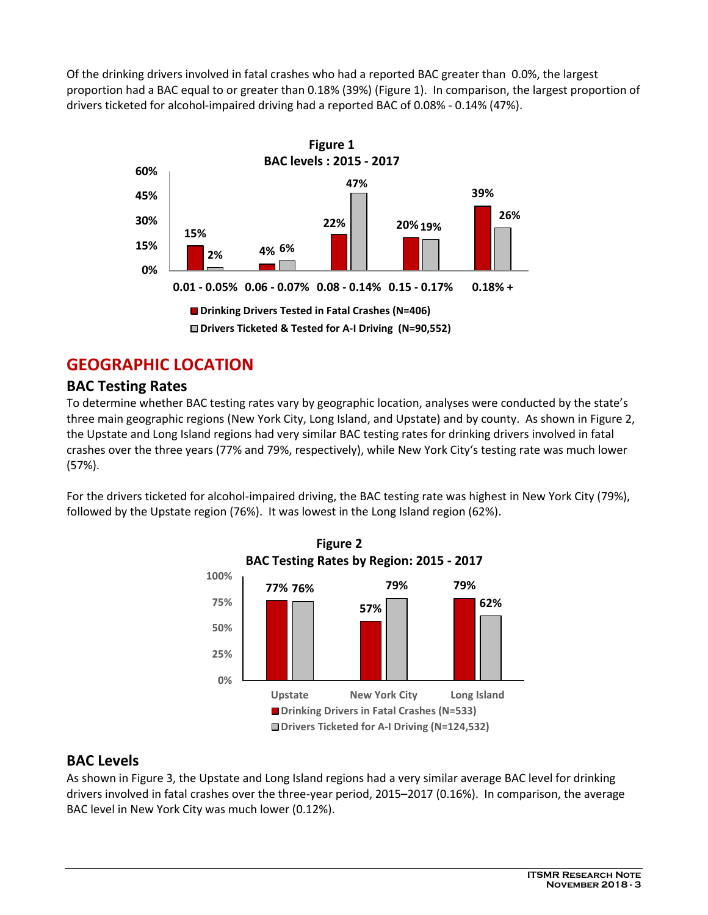Of the drinking drivers involved in fatal crashes who had a reported BAC greater than 0.0%, the largest proportion had a BAC equal to or greater than 0.18% (39%) (Figure 1). In comparison, the largest proportion of drivers ticketed for alcohol-impaired driving had a reported BAC of 0.08% - 0.14% (47%).

**Figure 1**
**BAC levels : 2015 - 2017**

| BAC Level | Drinking Drivers Tested in Fatal Crashes (N=406) | Drivers Ticketed & Tested for A-I Driving (N=90,552) |
|---|---|---|
| 0.01 - 0.05% | 15% | 2% |
| 0.06 - 0.07% | 4% | 6% |
| 0.08 - 0.14% | 22% | 47% |
| 0.15 - 0.17% | 20% | 19% |
| 0.18% + | 39% | 26% |

## GEOGRAPHIC LOCATION

### BAC Testing Rates

To determine whether BAC testing rates vary by geographic location, analyses were conducted by the state's three main geographic regions (New York City, Long Island, and Upstate) and by county. As shown in Figure 2, the Upstate and Long Island regions had very similar BAC testing rates for drinking drivers involved in fatal crashes over the three years (77% and 79%, respectively), while New York City's testing rate was much lower (57%).

For the drivers ticketed for alcohol-impaired driving, the BAC testing rate was highest in New York City (79%), followed by the Upstate region (76%). It was lowest in the Long Island region (62%).

**Figure 2**
**BAC Testing Rates by Region: 2015 - 2017**

| Region | Drinking Drivers in Fatal Crashes (N=533) | Drivers Ticketed for A-I Driving (N=124,532) |
|---|---|---|
| Upstate | 77% | 76% |
| New York City | 57% | 79% |
| Long Island | 79% | 62% |

### BAC Levels

As shown in Figure 3, the Upstate and Long Island regions had a very similar average BAC level for drinking drivers involved in fatal crashes over the three-year period, 2015–2017 (0.16%). In comparison, the average BAC level in New York City was much lower (0.12%).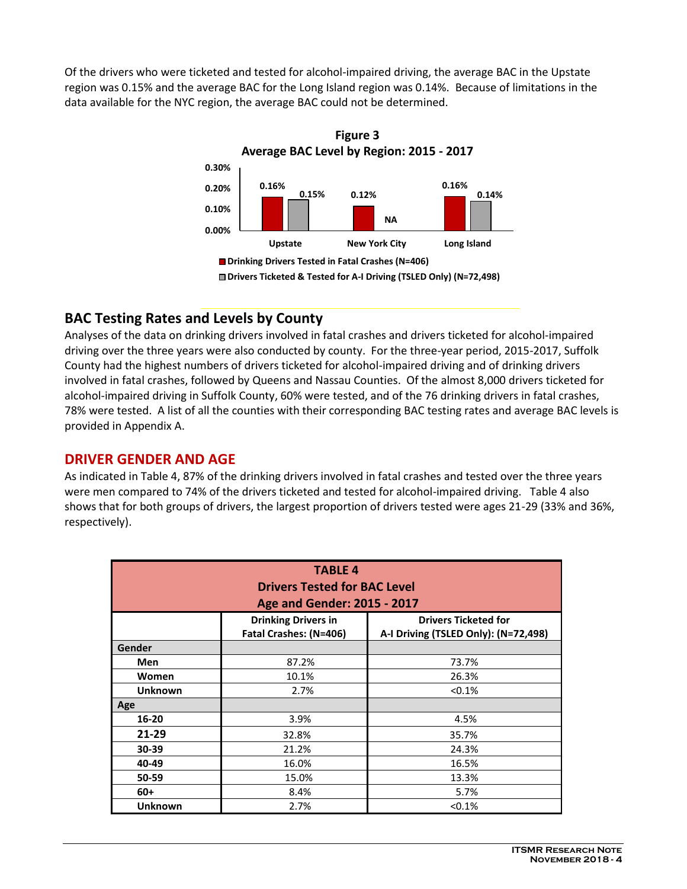Of the drivers who were ticketed and tested for alcohol-impaired driving, the average BAC in the Upstate region was 0.15% and the average BAC for the Long Island region was 0.14%. Because of limitations in the data available for the NYC region, the average BAC could not be determined.

**Figure 3**
**Average BAC Level by Region: 2015 - 2017**

| | Drinking Drivers Tested in Fatal Crashes (N=406) | Drivers Ticketed & Tested for A-I Driving (TSLED Only) (N=72,498) |
|---|---|---|
| Upstate | 0.16% | 0.15% |
| New York City | 0.12% | NA |
| Long Island | 0.16% | 0.14% |

## BAC Testing Rates and Levels by County

Analyses of the data on drinking drivers involved in fatal crashes and drivers ticketed for alcohol-impaired driving over the three years were also conducted by county. For the three-year period, 2015-2017, Suffolk County had the highest numbers of drivers ticketed for alcohol-impaired driving and of drinking drivers involved in fatal crashes, followed by Queens and Nassau Counties. Of the almost 8,000 drivers ticketed for alcohol-impaired driving in Suffolk County, 60% were tested, and of the 76 drinking drivers in fatal crashes, 78% were tested. A list of all the counties with their corresponding BAC testing rates and average BAC levels is provided in Appendix A.

## DRIVER GENDER AND AGE

As indicated in Table 4, 87% of the drinking drivers involved in fatal crashes and tested over the three years were men compared to 74% of the drivers ticketed and tested for alcohol-impaired driving. Table 4 also shows that for both groups of drivers, the largest proportion of drivers tested were ages 21-29 (33% and 36%, respectively).

**TABLE 4**
**Drivers Tested for BAC Level**
**Age and Gender: 2015 - 2017**

| | Drinking Drivers in Fatal Crashes: (N=406) | Drivers Ticketed for A-I Driving (TSLED Only): (N=72,498) |
|---|---|---|
| **Gender** | | |
| **Men** | 87.2% | 73.7% |
| **Women** | 10.1% | 26.3% |
| **Unknown** | 2.7% | <0.1% |
| **Age** | | |
| **16-20** | 3.9% | 4.5% |
| **21-29** | 32.8% | 35.7% |
| **30-39** | 21.2% | 24.3% |
| **40-49** | 16.0% | 16.5% |
| **50-59** | 15.0% | 13.3% |
| **60+** | 8.4% | 5.7% |
| **Unknown** | 2.7% | <0.1% |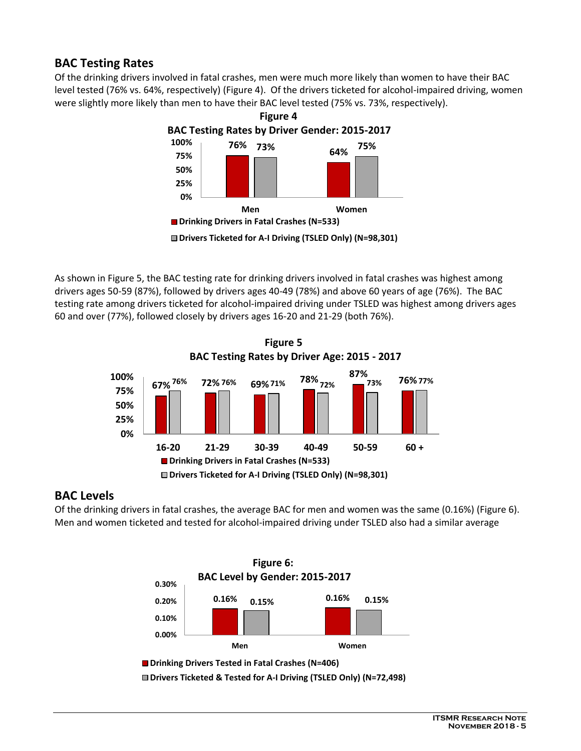## BAC Testing Rates

Of the drinking drivers involved in fatal crashes, men were much more likely than women to have their BAC level tested (76% vs. 64%, respectively) (Figure 4). Of the drivers ticketed for alcohol-impaired driving, women were slightly more likely than men to have their BAC level tested (75% vs. 73%, respectively).

**Figure 4**
**BAC Testing Rates by Driver Gender: 2015-2017**

| | Men | Women |
|---|---|---|
| Drinking Drivers in Fatal Crashes (N=533) | 76% | 64% |
| Drivers Ticketed for A-I Driving (TSLED Only) (N=98,301) | 73% | 75% |

As shown in Figure 5, the BAC testing rate for drinking drivers involved in fatal crashes was highest among drivers ages 50-59 (87%), followed by drivers ages 40-49 (78%) and above 60 years of age (76%). The BAC testing rate among drivers ticketed for alcohol-impaired driving under TSLED was highest among drivers ages 60 and over (77%), followed closely by drivers ages 16-20 and 21-29 (both 76%).

**Figure 5**
**BAC Testing Rates by Driver Age: 2015 - 2017**

| | 16-20 | 21-29 | 30-39 | 40-49 | 50-59 | 60 + |
|---|---|---|---|---|---|---|
| Drinking Drivers in Fatal Crashes (N=533) | 67% | 72% | 69% | 78% | 87% | 76% |
| Drivers Ticketed for A-I Driving (TSLED Only) (N=98,301) | 76% | 76% | 71% | 72% | 73% | 77% |

## BAC Levels

Of the drinking drivers in fatal crashes, the average BAC for men and women was the same (0.16%) (Figure 6). Men and women ticketed and tested for alcohol-impaired driving under TSLED also had a similar average

**Figure 6:**
**BAC Level by Gender: 2015-2017**

| | Men | Women |
|---|---|---|
| Drinking Drivers Tested in Fatal Crashes (N=406) | 0.16% | 0.16% |
| Drivers Ticketed & Tested for A-I Driving (TSLED Only) (N=72,498) | 0.15% | 0.15% |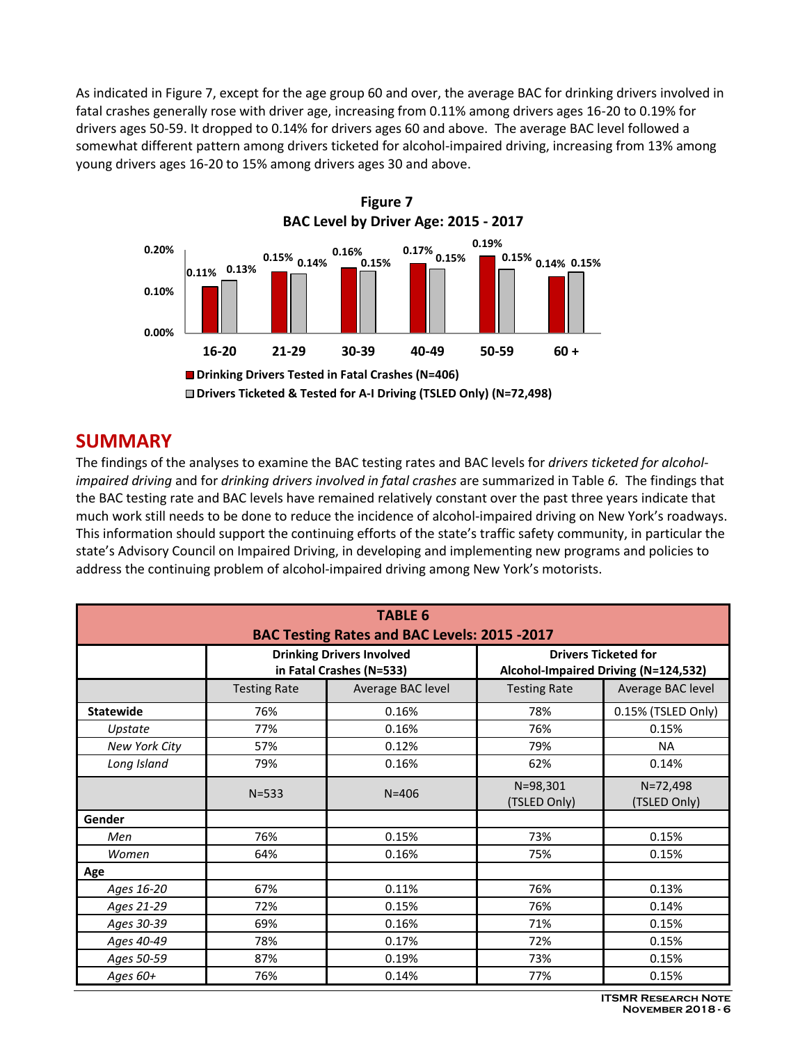As indicated in Figure 7, except for the age group 60 and over, the average BAC for drinking drivers involved in fatal crashes generally rose with driver age, increasing from 0.11% among drivers ages 16-20 to 0.19% for drivers ages 50-59. It dropped to 0.14% for drivers ages 60 and above. The average BAC level followed a somewhat different pattern among drivers ticketed for alcohol-impaired driving, increasing from 13% among young drivers ages 16-20 to 15% among drivers ages 30 and above.

**Figure 7**
**BAC Level by Driver Age: 2015 - 2017**

| Age | Drinking Drivers Tested in Fatal Crashes (N=406) | Drivers Ticketed & Tested for A-I Driving (TSLED Only) (N=72,498) |
|---|---|---|
| 16-20 | 0.11% | 0.13% |
| 21-29 | 0.15% | 0.14% |
| 30-39 | 0.16% | 0.15% |
| 40-49 | 0.17% | 0.15% |
| 50-59 | 0.19% | 0.15% |
| 60 + | 0.14% | 0.15% |

## SUMMARY

The findings of the analyses to examine the BAC testing rates and BAC levels for *drivers ticketed for alcohol-impaired driving* and for *drinking drivers involved in fatal crashes* are summarized in Table *6.* The findings that the BAC testing rate and BAC levels have remained relatively constant over the past three years indicate that much work still needs to be done to reduce the incidence of alcohol-impaired driving on New York's roadways. This information should support the continuing efforts of the state's traffic safety community, in particular the state's Advisory Council on Impaired Driving, in developing and implementing new programs and policies to address the continuing problem of alcohol-impaired driving among New York's motorists.

**TABLE 6**
**BAC Testing Rates and BAC Levels: 2015 -2017**

| | Drinking Drivers Involved in Fatal Crashes (N=533) | | Drivers Ticketed for Alcohol-Impaired Driving (N=124,532) | |
|---|---|---|---|---|
| | Testing Rate | Average BAC level | Testing Rate | Average BAC level |
| **Statewide** | 76% | 0.16% | 78% | 0.15% (TSLED Only) |
| *Upstate* | 77% | 0.16% | 76% | 0.15% |
| *New York City* | 57% | 0.12% | 79% | NA |
| *Long Island* | 79% | 0.16% | 62% | 0.14% |
| | N=533 | N=406 | N=98,301 (TSLED Only) | N=72,498 (TSLED Only) |
| **Gender** | | | | |
| *Men* | 76% | 0.15% | 73% | 0.15% |
| *Women* | 64% | 0.16% | 75% | 0.15% |
| **Age** | | | | |
| *Ages 16-20* | 67% | 0.11% | 76% | 0.13% |
| *Ages 21-29* | 72% | 0.15% | 76% | 0.14% |
| *Ages 30-39* | 69% | 0.16% | 71% | 0.15% |
| *Ages 40-49* | 78% | 0.17% | 72% | 0.15% |
| *Ages 50-59* | 87% | 0.19% | 73% | 0.15% |
| *Ages 60+* | 76% | 0.14% | 77% | 0.15% |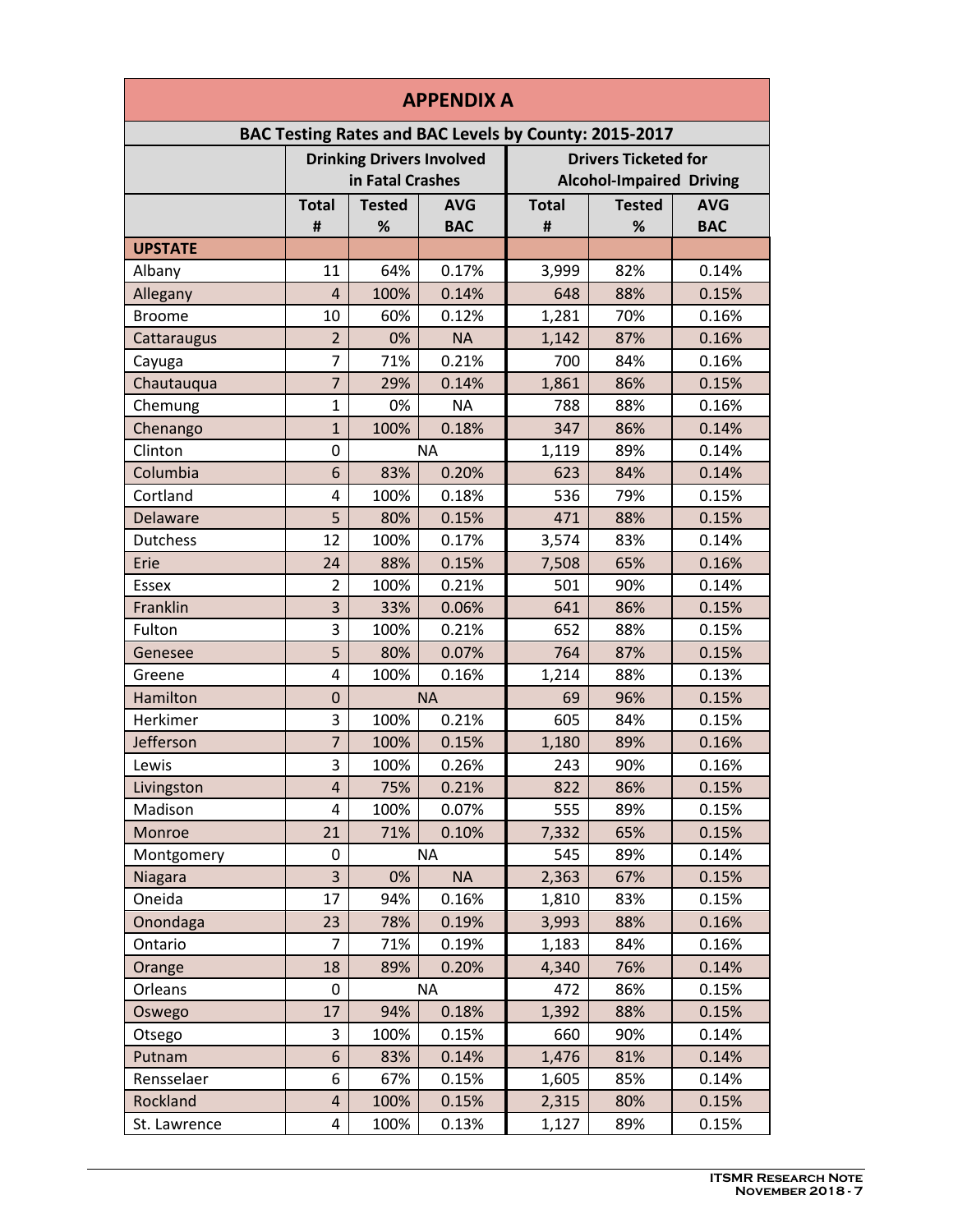# APPENDIX A

## BAC Testing Rates and BAC Levels by County: 2015-2017

| | Drinking Drivers Involved in Fatal Crashes | | | Drivers Ticketed for Alcohol-Impaired Driving | | |
|---|---|---|---|---|---|---|
| | Total # | Tested % | AVG BAC | Total # | Tested % | AVG BAC |
| **UPSTATE** | | | | | | |
| Albany | 11 | 64% | 0.17% | 3,999 | 82% | 0.14% |
| Allegany | 4 | 100% | 0.14% | 648 | 88% | 0.15% |
| Broome | 10 | 60% | 0.12% | 1,281 | 70% | 0.16% |
| Cattaraugus | 2 | 0% | NA | 1,142 | 87% | 0.16% |
| Cayuga | 7 | 71% | 0.21% | 700 | 84% | 0.16% |
| Chautauqua | 7 | 29% | 0.14% | 1,861 | 86% | 0.15% |
| Chemung | 1 | 0% | NA | 788 | 88% | 0.16% |
| Chenango | 1 | 100% | 0.18% | 347 | 86% | 0.14% |
| Clinton | 0 | NA | | 1,119 | 89% | 0.14% |
| Columbia | 6 | 83% | 0.20% | 623 | 84% | 0.14% |
| Cortland | 4 | 100% | 0.18% | 536 | 79% | 0.15% |
| Delaware | 5 | 80% | 0.15% | 471 | 88% | 0.15% |
| Dutchess | 12 | 100% | 0.17% | 3,574 | 83% | 0.14% |
| Erie | 24 | 88% | 0.15% | 7,508 | 65% | 0.16% |
| Essex | 2 | 100% | 0.21% | 501 | 90% | 0.14% |
| Franklin | 3 | 33% | 0.06% | 641 | 86% | 0.15% |
| Fulton | 3 | 100% | 0.21% | 652 | 88% | 0.15% |
| Genesee | 5 | 80% | 0.07% | 764 | 87% | 0.15% |
| Greene | 4 | 100% | 0.16% | 1,214 | 88% | 0.13% |
| Hamilton | 0 | NA | | 69 | 96% | 0.15% |
| Herkimer | 3 | 100% | 0.21% | 605 | 84% | 0.15% |
| Jefferson | 7 | 100% | 0.15% | 1,180 | 89% | 0.16% |
| Lewis | 3 | 100% | 0.26% | 243 | 90% | 0.16% |
| Livingston | 4 | 75% | 0.21% | 822 | 86% | 0.15% |
| Madison | 4 | 100% | 0.07% | 555 | 89% | 0.15% |
| Monroe | 21 | 71% | 0.10% | 7,332 | 65% | 0.15% |
| Montgomery | 0 | NA | | 545 | 89% | 0.14% |
| Niagara | 3 | 0% | NA | 2,363 | 67% | 0.15% |
| Oneida | 17 | 94% | 0.16% | 1,810 | 83% | 0.15% |
| Onondaga | 23 | 78% | 0.19% | 3,993 | 88% | 0.16% |
| Ontario | 7 | 71% | 0.19% | 1,183 | 84% | 0.16% |
| Orange | 18 | 89% | 0.20% | 4,340 | 76% | 0.14% |
| Orleans | 0 | NA | | 472 | 86% | 0.15% |
| Oswego | 17 | 94% | 0.18% | 1,392 | 88% | 0.15% |
| Otsego | 3 | 100% | 0.15% | 660 | 90% | 0.14% |
| Putnam | 6 | 83% | 0.14% | 1,476 | 81% | 0.14% |
| Rensselaer | 6 | 67% | 0.15% | 1,605 | 85% | 0.14% |
| Rockland | 4 | 100% | 0.15% | 2,315 | 80% | 0.15% |
| St. Lawrence | 4 | 100% | 0.13% | 1,127 | 89% | 0.15% |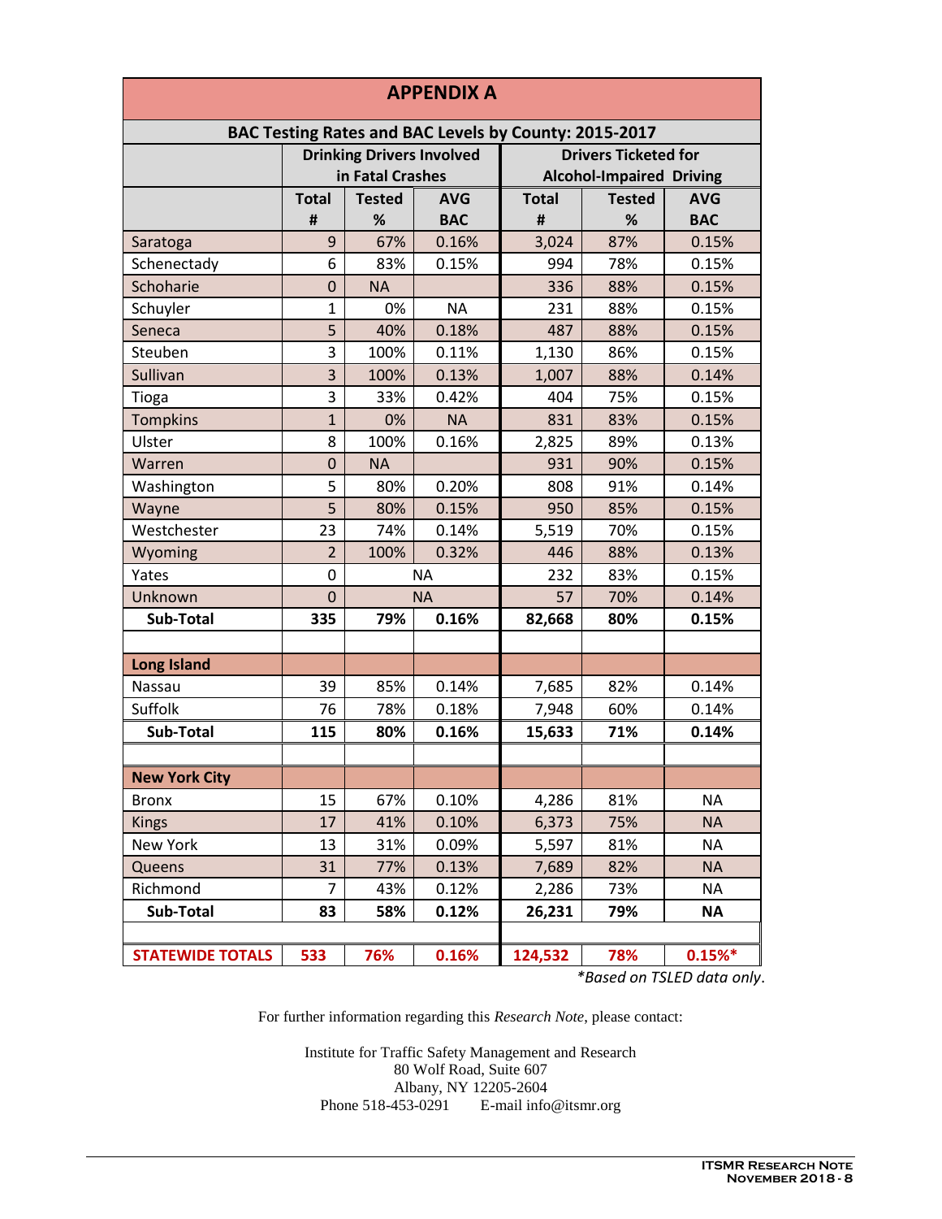## APPENDIX A

| BAC Testing Rates and BAC Levels by County: 2015-2017 | | | | | | |
|---|---|---|---|---|---|---|
| | Drinking Drivers Involved in Fatal Crashes | | | Drivers Ticketed for Alcohol-Impaired Driving | | |
| | Total # | Tested % | AVG BAC | Total # | Tested % | AVG BAC |
| Saratoga | 9 | 67% | 0.16% | 3,024 | 87% | 0.15% |
| Schenectady | 6 | 83% | 0.15% | 994 | 78% | 0.15% |
| Schoharie | 0 | NA | | 336 | 88% | 0.15% |
| Schuyler | 1 | 0% | NA | 231 | 88% | 0.15% |
| Seneca | 5 | 40% | 0.18% | 487 | 88% | 0.15% |
| Steuben | 3 | 100% | 0.11% | 1,130 | 86% | 0.15% |
| Sullivan | 3 | 100% | 0.13% | 1,007 | 88% | 0.14% |
| Tioga | 3 | 33% | 0.42% | 404 | 75% | 0.15% |
| Tompkins | 1 | 0% | NA | 831 | 83% | 0.15% |
| Ulster | 8 | 100% | 0.16% | 2,825 | 89% | 0.13% |
| Warren | 0 | NA | | 931 | 90% | 0.15% |
| Washington | 5 | 80% | 0.20% | 808 | 91% | 0.14% |
| Wayne | 5 | 80% | 0.15% | 950 | 85% | 0.15% |
| Westchester | 23 | 74% | 0.14% | 5,519 | 70% | 0.15% |
| Wyoming | 2 | 100% | 0.32% | 446 | 88% | 0.13% |
| Yates | 0 | NA | | 232 | 83% | 0.15% |
| Unknown | 0 | NA | | 57 | 70% | 0.14% |
| **Sub-Total** | **335** | **79%** | **0.16%** | **82,668** | **80%** | **0.15%** |
| | | | | | | |
| **Long Island** | | | | | | |
| Nassau | 39 | 85% | 0.14% | 7,685 | 82% | 0.14% |
| Suffolk | 76 | 78% | 0.18% | 7,948 | 60% | 0.14% |
| **Sub-Total** | **115** | **80%** | **0.16%** | **15,633** | **71%** | **0.14%** |
| | | | | | | |
| **New York City** | | | | | | |
| Bronx | 15 | 67% | 0.10% | 4,286 | 81% | NA |
| Kings | 17 | 41% | 0.10% | 6,373 | 75% | NA |
| New York | 13 | 31% | 0.09% | 5,597 | 81% | NA |
| Queens | 31 | 77% | 0.13% | 7,689 | 82% | NA |
| Richmond | 7 | 43% | 0.12% | 2,286 | 73% | NA |
| **Sub-Total** | **83** | **58%** | **0.12%** | **26,231** | **79%** | **NA** |
| | | | | | | |
| **STATEWIDE TOTALS** | **533** | **76%** | **0.16%** | **124,532** | **78%** | **0.15%*** |

*Based on TSLED data only.*

For further information regarding this *Research Note*, please contact:

Institute for Traffic Safety Management and Research
80 Wolf Road, Suite 607
Albany, NY 12205-2604
Phone 518-453-0291 E-mail info@itsmr.org